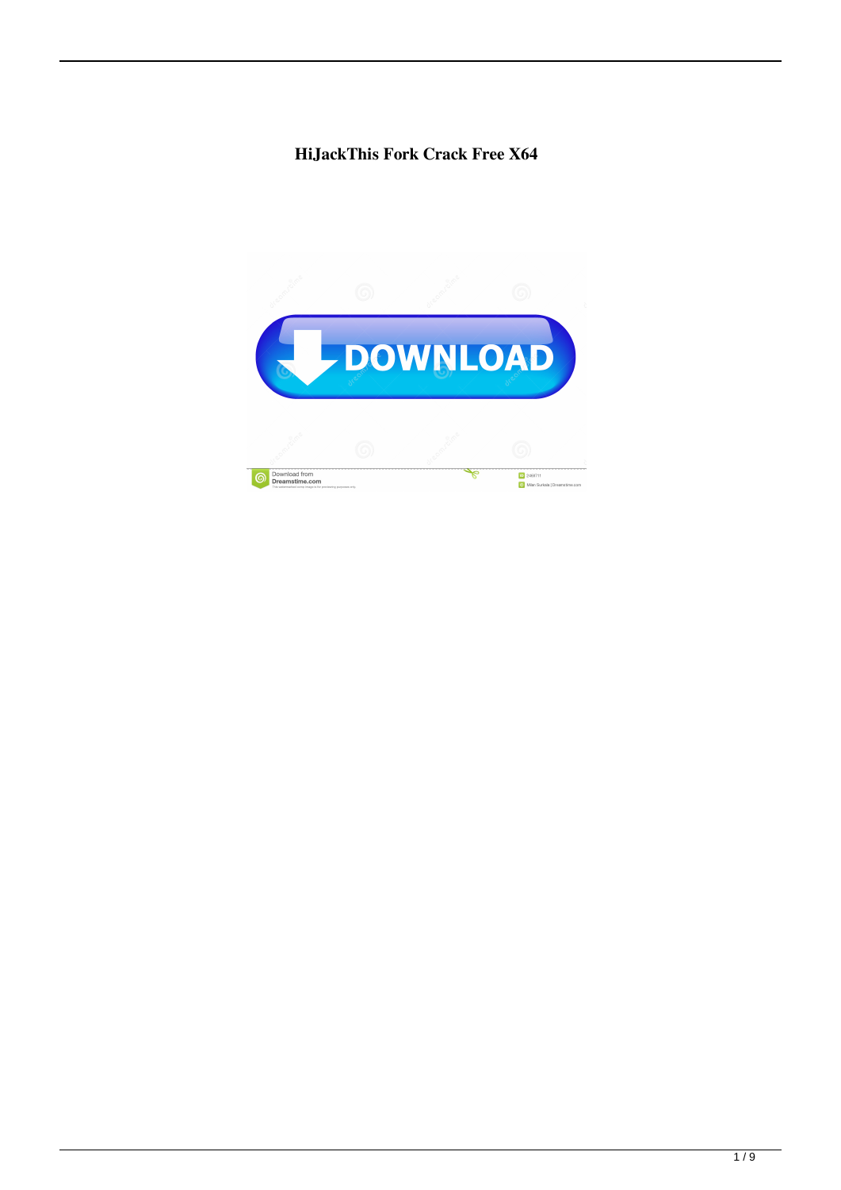# HiJackThis Fork Crack Free X64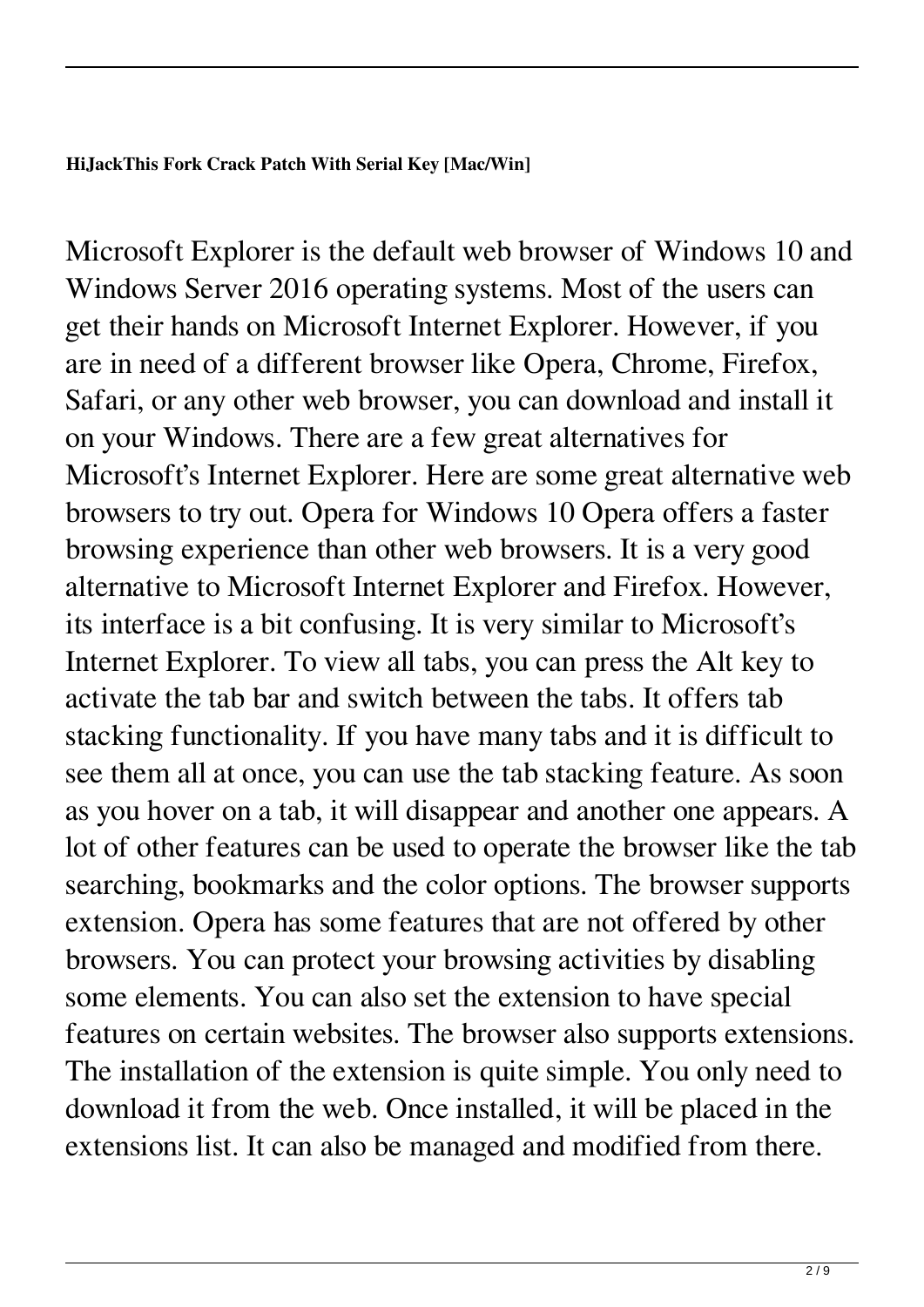**HiJackThis Fork Crack Patch With Serial Key [Mac/Win]**

Microsoft Explorer is the default web browser of Windows 10 and Windows Server 2016 operating systems. Most of the users can get their hands on Microsoft Internet Explorer. However, if you are in need of a different browser like Opera, Chrome, Firefox, Safari, or any other web browser, you can download and install it on your Windows. There are a few great alternatives for Microsoft's Internet Explorer. Here are some great alternative web browsers to try out. Opera for Windows 10 Opera offers a faster browsing experience than other web browsers. It is a very good alternative to Microsoft Internet Explorer and Firefox. However, its interface is a bit confusing. It is very similar to Microsoft's Internet Explorer. To view all tabs, you can press the Alt key to activate the tab bar and switch between the tabs. It offers tab stacking functionality. If you have many tabs and it is difficult to see them all at once, you can use the tab stacking feature. As soon as you hover on a tab, it will disappear and another one appears. A lot of other features can be used to operate the browser like the tab searching, bookmarks and the color options. The browser supports extension. Opera has some features that are not offered by other browsers. You can protect your browsing activities by disabling some elements. You can also set the extension to have special features on certain websites. The browser also supports extensions. The installation of the extension is quite simple. You only need to download it from the web. Once installed, it will be placed in the extensions list. It can also be managed and modified from there.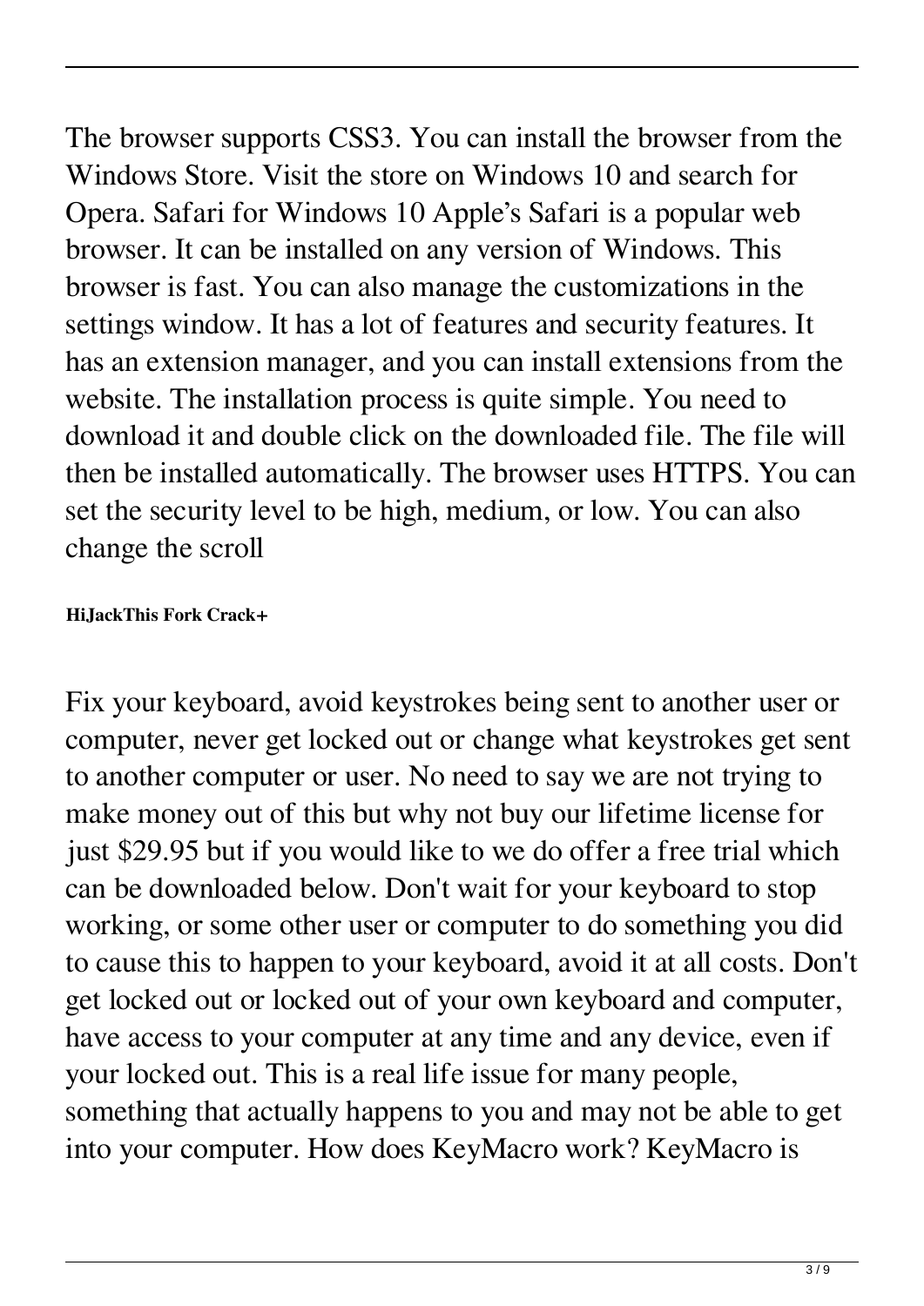The browser supports CSS3. You can install the browser from the Windows Store. Visit the store on Windows 10 and search for Opera. Safari for Windows 10 Apple's Safari is a popular web browser. It can be installed on any version of Windows. This browser is fast. You can also manage the customizations in the settings window. It has a lot of features and security features. It has an extension manager, and you can install extensions from the website. The installation process is quite simple. You need to download it and double click on the downloaded file. The file will then be installed automatically. The browser uses HTTPS. You can set the security level to be high, medium, or low. You can also change the scroll

**HiJackThis Fork Crack+**

Fix your keyboard, avoid keystrokes being sent to another user or computer, never get locked out or change what keystrokes get sent to another computer or user. No need to say we are not trying to make money out of this but why not buy our lifetime license for just $29.95 but if you would like to we do offer a free trial which can be downloaded below. Don't wait for your keyboard to stop working, or some other user or computer to do something you did to cause this to happen to your keyboard, avoid it at all costs. Don't get locked out or locked out of your own keyboard and computer, have access to your computer at any time and any device, even if your locked out. This is a real life issue for many people, something that actually happens to you and may not be able to get into your computer. How does KeyMacro work? KeyMacro is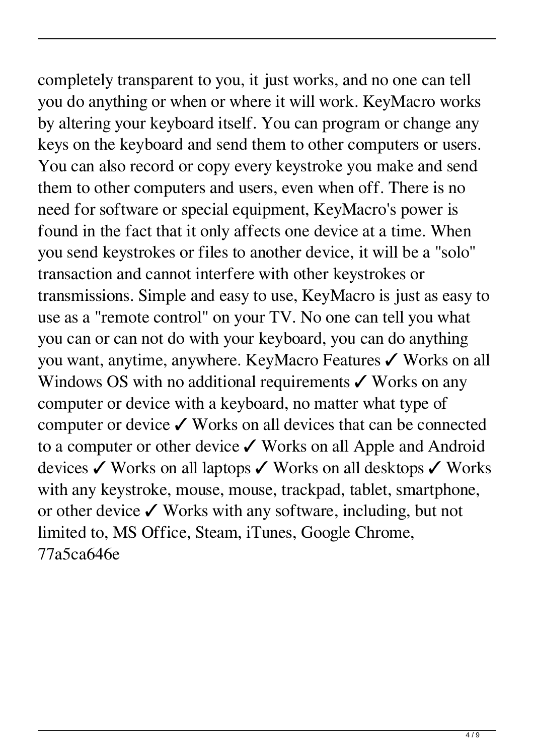completely transparent to you, it just works, and no one can tell you do anything or when or where it will work. KeyMacro works by altering your keyboard itself. You can program or change any keys on the keyboard and send them to other computers or users. You can also record or copy every keystroke you make and send them to other computers and users, even when off. There is no need for software or special equipment, KeyMacro's power is found in the fact that it only affects one device at a time. When you send keystrokes or files to another device, it will be a "solo" transaction and cannot interfere with other keystrokes or transmissions. Simple and easy to use, KeyMacro is just as easy to use as a "remote control" on your TV. No one can tell you what you can or can not do with your keyboard, you can do anything you want, anytime, anywhere. KeyMacro Features ✓ Works on all Windows OS with no additional requirements ✓ Works on any computer or device with a keyboard, no matter what type of computer or device ✓ Works on all devices that can be connected to a computer or other device ✓ Works on all Apple and Android devices ✓ Works on all laptops ✓ Works on all desktops ✓ Works with any keystroke, mouse, mouse, trackpad, tablet, smartphone, or other device ✓ Works with any software, including, but not limited to, MS Office, Steam, iTunes, Google Chrome, 77a5ca646e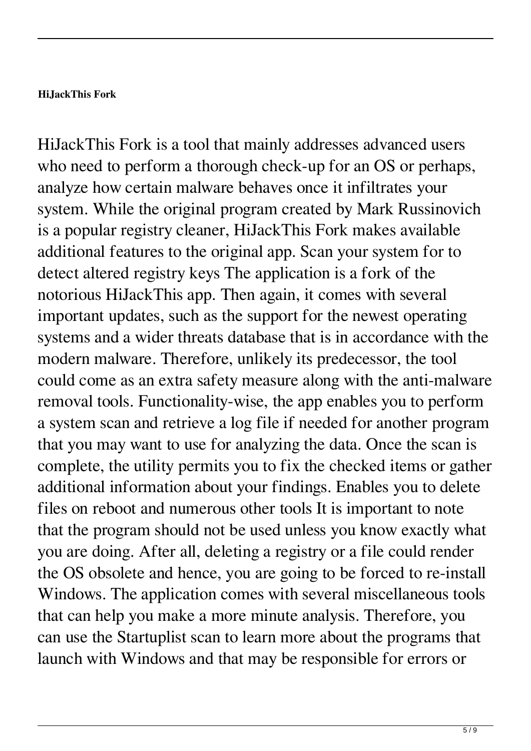**HiJackThis Fork**

HiJackThis Fork is a tool that mainly addresses advanced users who need to perform a thorough check-up for an OS or perhaps, analyze how certain malware behaves once it infiltrates your system. While the original program created by Mark Russinovich is a popular registry cleaner, HiJackThis Fork makes available additional features to the original app. Scan your system for to detect altered registry keys The application is a fork of the notorious HiJackThis app. Then again, it comes with several important updates, such as the support for the newest operating systems and a wider threats database that is in accordance with the modern malware. Therefore, unlikely its predecessor, the tool could come as an extra safety measure along with the anti-malware removal tools. Functionality-wise, the app enables you to perform a system scan and retrieve a log file if needed for another program that you may want to use for analyzing the data. Once the scan is complete, the utility permits you to fix the checked items or gather additional information about your findings. Enables you to delete files on reboot and numerous other tools It is important to note that the program should not be used unless you know exactly what you are doing. After all, deleting a registry or a file could render the OS obsolete and hence, you are going to be forced to re-install Windows. The application comes with several miscellaneous tools that can help you make a more minute analysis. Therefore, you can use the Startuplist scan to learn more about the programs that launch with Windows and that may be responsible for errors or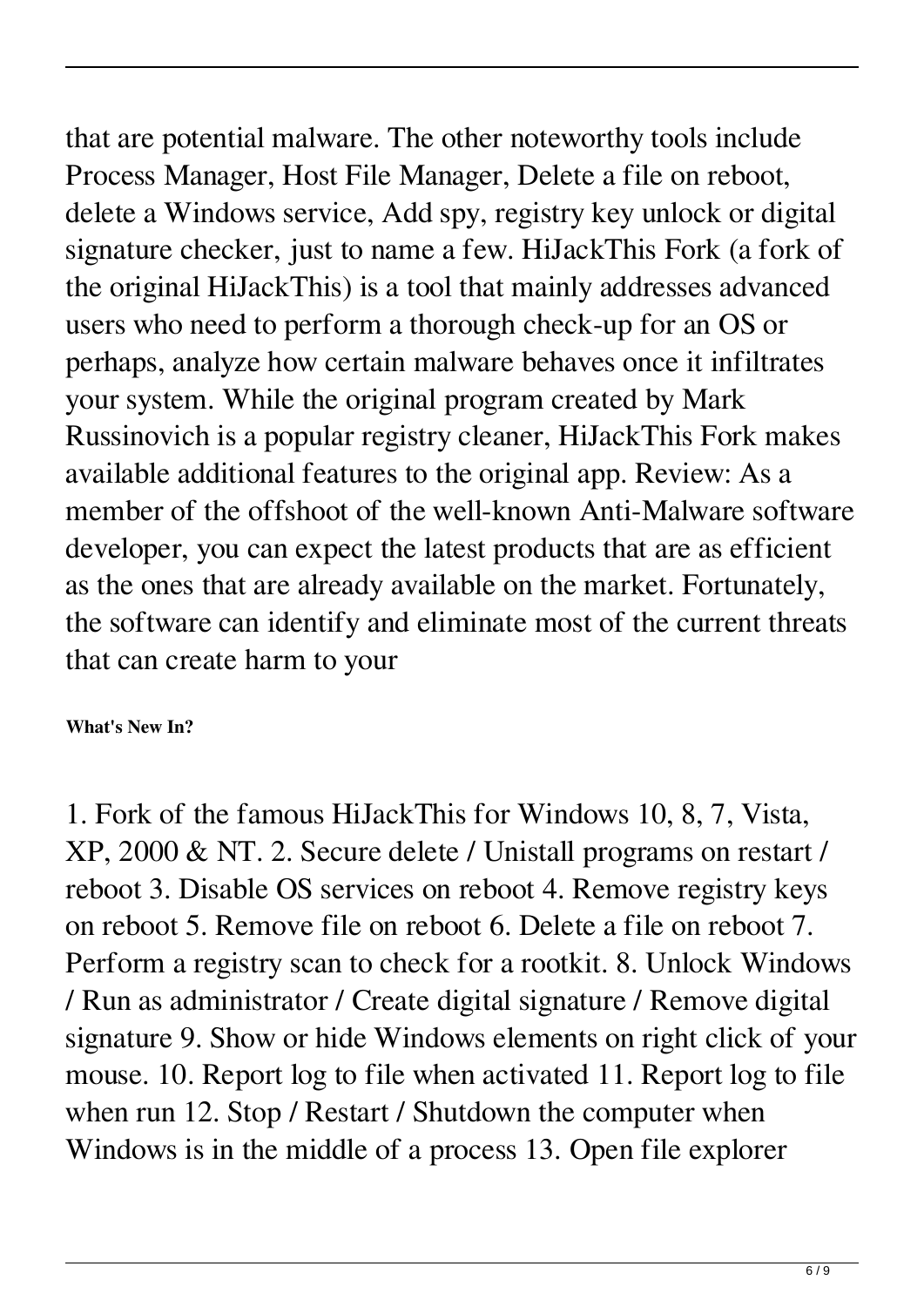that are potential malware. The other noteworthy tools include Process Manager, Host File Manager, Delete a file on reboot, delete a Windows service, Add spy, registry key unlock or digital signature checker, just to name a few. HiJackThis Fork (a fork of the original HiJackThis) is a tool that mainly addresses advanced users who need to perform a thorough check-up for an OS or perhaps, analyze how certain malware behaves once it infiltrates your system. While the original program created by Mark Russinovich is a popular registry cleaner, HiJackThis Fork makes available additional features to the original app. Review: As a member of the offshoot of the well-known Anti-Malware software developer, you can expect the latest products that are as efficient as the ones that are already available on the market. Fortunately, the software can identify and eliminate most of the current threats that can create harm to your

**What's New In?**

1. Fork of the famous HiJackThis for Windows 10, 8, 7, Vista, XP, 2000 & NT. 2. Secure delete / Unistall programs on restart / reboot 3. Disable OS services on reboot 4. Remove registry keys on reboot 5. Remove file on reboot 6. Delete a file on reboot 7. Perform a registry scan to check for a rootkit. 8. Unlock Windows / Run as administrator / Create digital signature / Remove digital signature 9. Show or hide Windows elements on right click of your mouse. 10. Report log to file when activated 11. Report log to file when run 12. Stop / Restart / Shutdown the computer when Windows is in the middle of a process 13. Open file explorer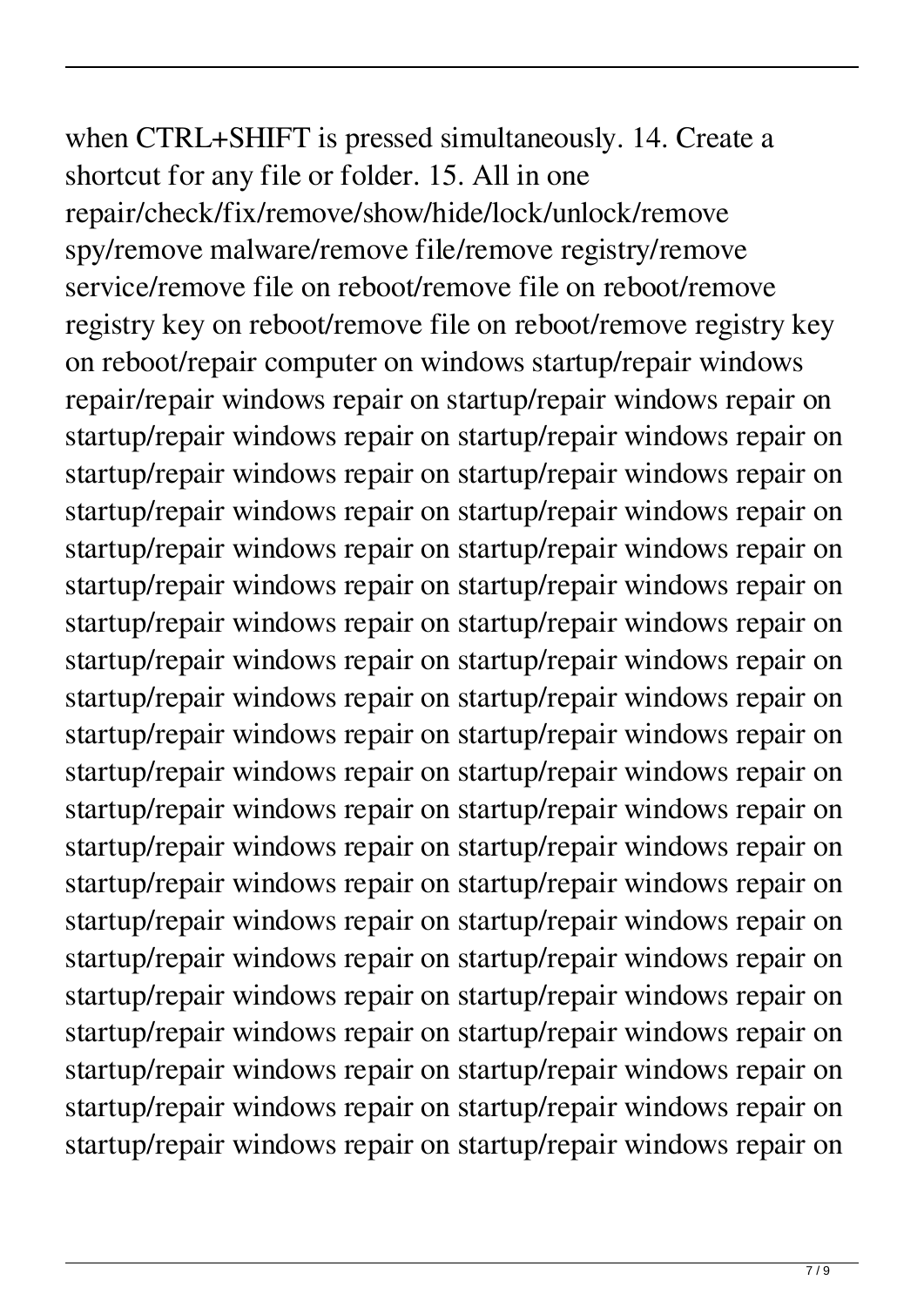when CTRL+SHIFT is pressed simultaneously. 14. Create a shortcut for any file or folder. 15. All in one repair/check/fix/remove/show/hide/lock/unlock/remove spy/remove malware/remove file/remove registry/remove service/remove file on reboot/remove file on reboot/remove registry key on reboot/remove file on reboot/remove registry key on reboot/repair computer on windows startup/repair windows repair/repair windows repair on startup/repair windows repair on startup/repair windows repair on startup/repair windows repair on startup/repair windows repair on startup/repair windows repair on startup/repair windows repair on startup/repair windows repair on startup/repair windows repair on startup/repair windows repair on startup/repair windows repair on startup/repair windows repair on startup/repair windows repair on startup/repair windows repair on startup/repair windows repair on startup/repair windows repair on startup/repair windows repair on startup/repair windows repair on startup/repair windows repair on startup/repair windows repair on startup/repair windows repair on startup/repair windows repair on startup/repair windows repair on startup/repair windows repair on startup/repair windows repair on startup/repair windows repair on startup/repair windows repair on startup/repair windows repair on startup/repair windows repair on startup/repair windows repair on startup/repair windows repair on startup/repair windows repair on startup/repair windows repair on startup/repair windows repair on startup/repair windows repair on startup/repair windows repair on startup/repair windows repair on startup/repair windows repair on startup/repair windows repair on startup/repair windows repair on startup/repair windows repair on startup/repair windows repair on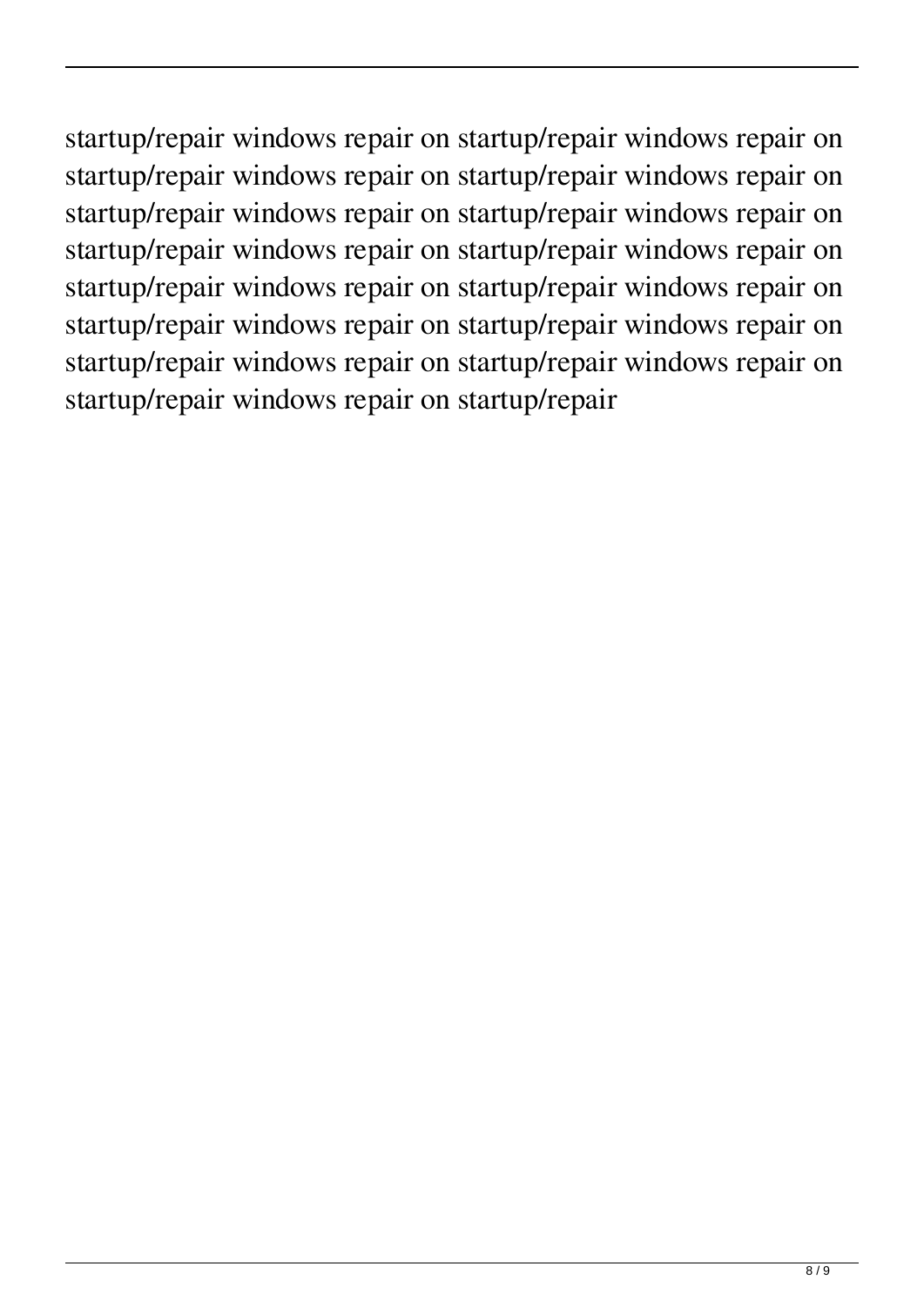startup/repair windows repair on startup/repair windows repair on startup/repair windows repair on startup/repair windows repair on startup/repair windows repair on startup/repair windows repair on startup/repair windows repair on startup/repair windows repair on startup/repair windows repair on startup/repair windows repair on startup/repair windows repair on startup/repair windows repair on startup/repair windows repair on startup/repair windows repair on startup/repair windows repair on startup/repair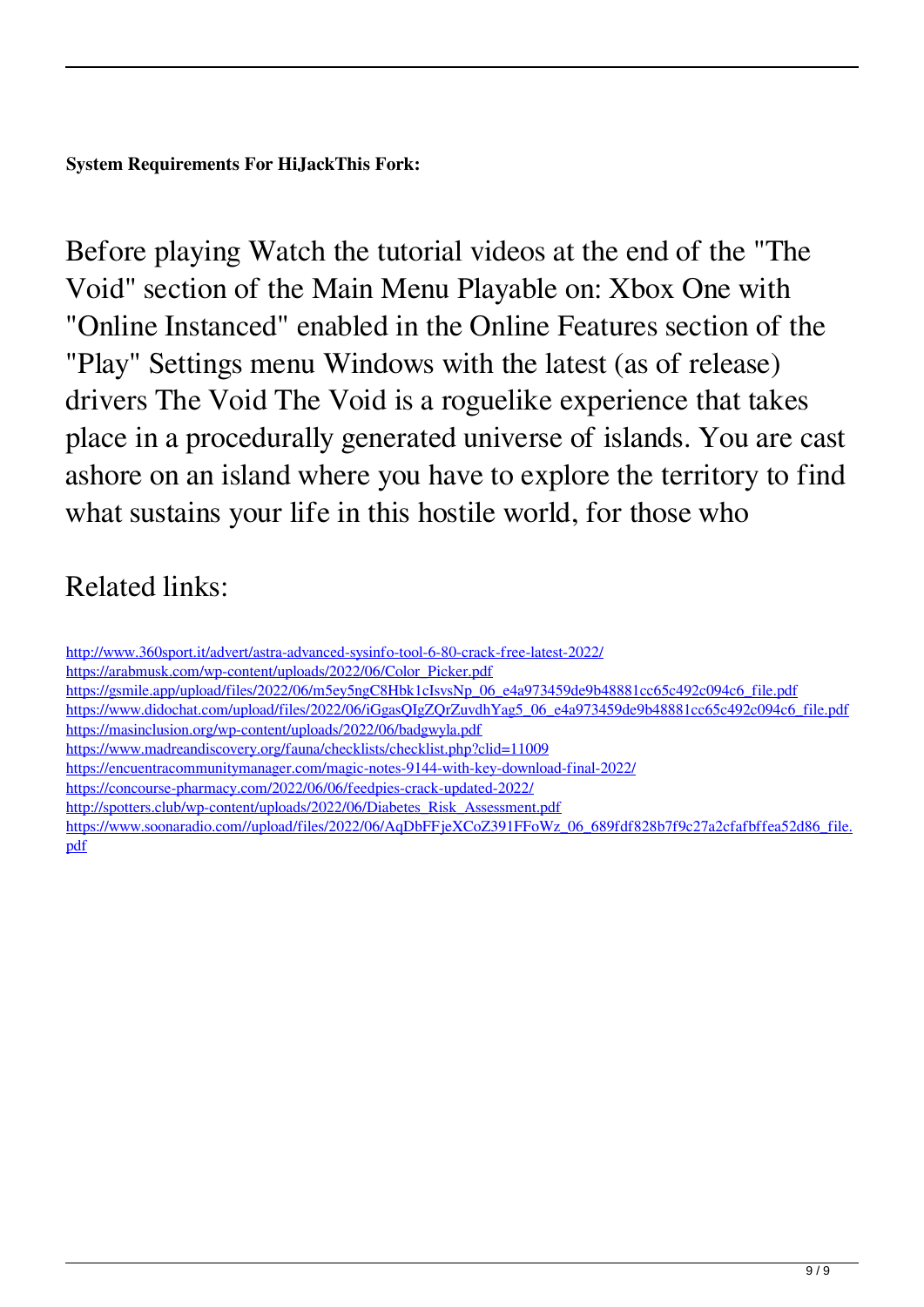**System Requirements For HiJackThis Fork:**

Before playing Watch the tutorial videos at the end of the "The Void" section of the Main Menu Playable on: Xbox One with "Online Instanced" enabled in the Online Features section of the "Play" Settings menu Windows with the latest (as of release) drivers The Void The Void is a roguelike experience that takes place in a procedurally generated universe of islands. You are cast ashore on an island where you have to explore the territory to find what sustains your life in this hostile world, for those who

Related links:

http://www.360sport.it/advert/astra-advanced-sysinfo-tool-6-80-crack-free-latest-2022/
https://arabmusk.com/wp-content/uploads/2022/06/Color_Picker.pdf
https://gsmile.app/upload/files/2022/06/m5ey5ngC8Hbk1cIsvsNp_06_e4a973459de9b48881cc65c492c094c6_file.pdf
https://www.didochat.com/upload/files/2022/06/iGgasQIgZQrZuvdhYag5_06_e4a973459de9b48881cc65c492c094c6_file.pdf
https://masinclusion.org/wp-content/uploads/2022/06/badgwyla.pdf
https://www.madreandiscovery.org/fauna/checklists/checklist.php?clid=11009
https://encuentracommunitymanager.com/magic-notes-9144-with-key-download-final-2022/
https://concourse-pharmacy.com/2022/06/06/feedpies-crack-updated-2022/
http://spotters.club/wp-content/uploads/2022/06/Diabetes_Risk_Assessment.pdf
https://www.soonaradio.com//upload/files/2022/06/AqDbFFjeXCoZ391FFoWz_06_689fdf828b7f9c27a2cfafbffea52d86_file.pdf